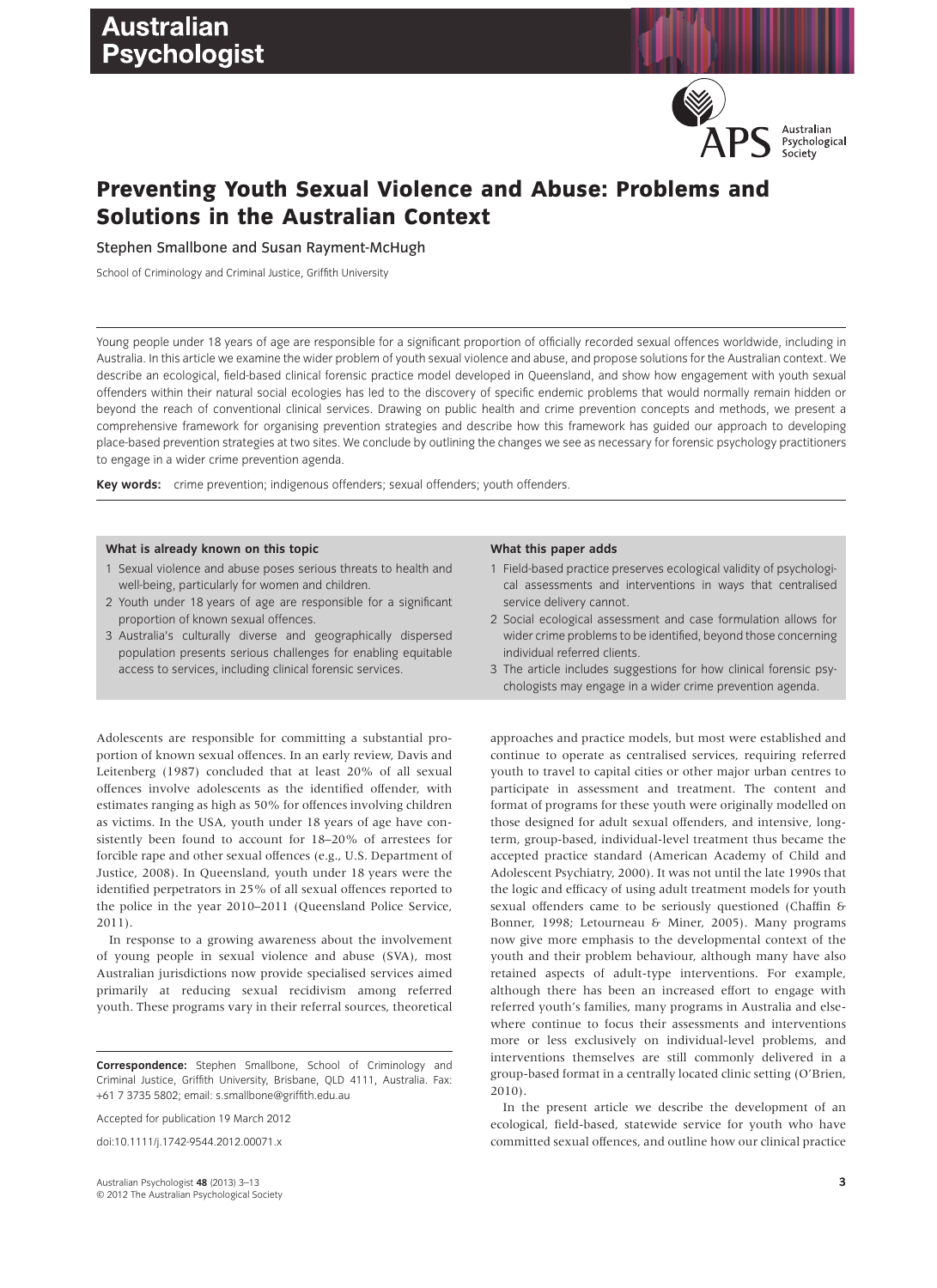# Preventing Youth Sexual Violence and Abuse: Problems and Solutions in the Australian Context

Stephen Smallbone and Susan Rayment-McHugh

School of Criminology and Criminal Justice, Griffith University

Young people under 18 years of age are responsible for a significant proportion of officially recorded sexual offences worldwide, including in Australia. In this article we examine the wider problem of youth sexual violence and abuse, and propose solutions for the Australian context. We describe an ecological, field-based clinical forensic practice model developed in Queensland, and show how engagement with youth sexual offenders within their natural social ecologies has led to the discovery of specific endemic problems that would normally remain hidden or beyond the reach of conventional clinical services. Drawing on public health and crime prevention concepts and methods, we present a comprehensive framework for organising prevention strategies and describe how this framework has guided our approach to developing place-based prevention strategies at two sites. We conclude by outlining the changes we see as necessary for forensic psychology practitioners to engage in a wider crime prevention agenda.

**Key words:** crime prevention; indigenous offenders; sexual offenders; youth offenders.

**What is already known on this topic**

1. Sexual violence and abuse poses serious threats to health and well-being, particularly for women and children.
2. Youth under 18 years of age are responsible for a significant proportion of known sexual offences.
3. Australia's culturally diverse and geographically dispersed population presents serious challenges for enabling equitable access to services, including clinical forensic services.

**What this paper adds**

1. Field-based practice preserves ecological validity of psychological assessments and interventions in ways that centralised service delivery cannot.
2. Social ecological assessment and case formulation allows for wider crime problems to be identified, beyond those concerning individual referred clients.
3. The article includes suggestions for how clinical forensic psychologists may engage in a wider crime prevention agenda.

Adolescents are responsible for committing a substantial proportion of known sexual offences. In an early review, Davis and Leitenberg (1987) concluded that at least 20% of all sexual offences involve adolescents as the identified offender, with estimates ranging as high as 50% for offences involving children as victims. In the USA, youth under 18 years of age have consistently been found to account for 18–20% of arrestees for forcible rape and other sexual offences (e.g., U.S. Department of Justice, 2008). In Queensland, youth under 18 years were the identified perpetrators in 25% of all sexual offences reported to the police in the year 2010–2011 (Queensland Police Service, 2011).

In response to a growing awareness about the involvement of young people in sexual violence and abuse (SVA), most Australian jurisdictions now provide specialised services aimed primarily at reducing sexual recidivism among referred youth. These programs vary in their referral sources, theoretical approaches and practice models, but most were established and continue to operate as centralised services, requiring referred youth to travel to capital cities or other major urban centres to participate in assessment and treatment. The content and format of programs for these youth were originally modelled on those designed for adult sexual offenders, and intensive, long-term, group-based, individual-level treatment thus became the accepted practice standard (American Academy of Child and Adolescent Psychiatry, 2000). It was not until the late 1990s that the logic and efficacy of using adult treatment models for youth sexual offenders came to be seriously questioned (Chaffin & Bonner, 1998; Letourneau & Miner, 2005). Many programs now give more emphasis to the developmental context of the youth and their problem behaviour, although many have also retained aspects of adult-type interventions. For example, although there has been an increased effort to engage with referred youth's families, many programs in Australia and elsewhere continue to focus their assessments and interventions more or less exclusively on individual-level problems, and interventions themselves are still commonly delivered in a group-based format in a centrally located clinic setting (O'Brien, 2010).

In the present article we describe the development of an ecological, field-based, statewide service for youth who have committed sexual offences, and outline how our clinical practice

**Correspondence:** Stephen Smallbone, School of Criminology and Criminal Justice, Griffith University, Brisbane, QLD 4111, Australia. Fax: +61 7 3735 5802; email: s.smallbone@griffith.edu.au

Accepted for publication 19 March 2012

doi:10.1111/j.1742-9544.2012.00071.x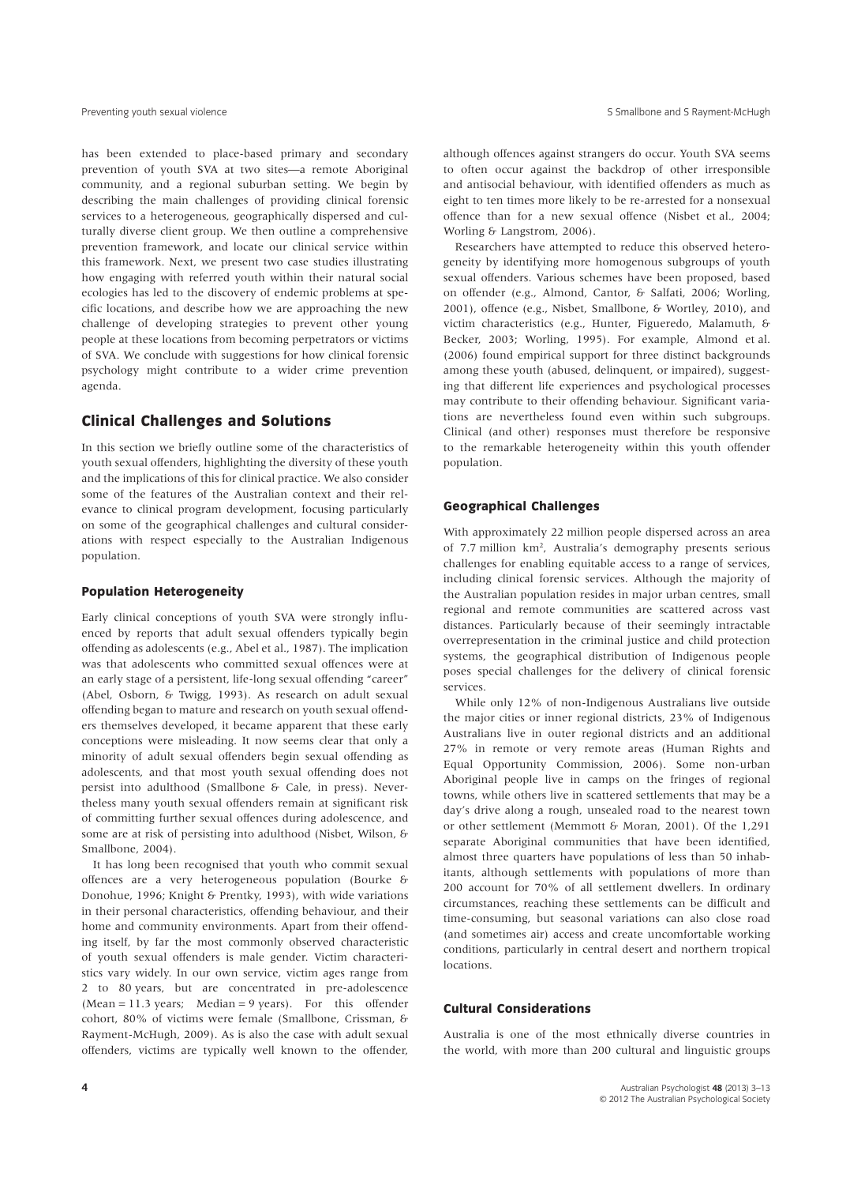has been extended to place-based primary and secondary prevention of youth SVA at two sites—a remote Aboriginal community, and a regional suburban setting. We begin by describing the main challenges of providing clinical forensic services to a heterogeneous, geographically dispersed and culturally diverse client group. We then outline a comprehensive prevention framework, and locate our clinical service within this framework. Next, we present two case studies illustrating how engaging with referred youth within their natural social ecologies has led to the discovery of endemic problems at specific locations, and describe how we are approaching the new challenge of developing strategies to prevent other young people at these locations from becoming perpetrators or victims of SVA. We conclude with suggestions for how clinical forensic psychology might contribute to a wider crime prevention agenda.

## Clinical Challenges and Solutions

In this section we briefly outline some of the characteristics of youth sexual offenders, highlighting the diversity of these youth and the implications of this for clinical practice. We also consider some of the features of the Australian context and their relevance to clinical program development, focusing particularly on some of the geographical challenges and cultural considerations with respect especially to the Australian Indigenous population.

### Population Heterogeneity

Early clinical conceptions of youth SVA were strongly influenced by reports that adult sexual offenders typically begin offending as adolescents (e.g., Abel et al., 1987). The implication was that adolescents who committed sexual offences were at an early stage of a persistent, life-long sexual offending "career" (Abel, Osborn, & Twigg, 1993). As research on adult sexual offending began to mature and research on youth sexual offenders themselves developed, it became apparent that these early conceptions were misleading. It now seems clear that only a minority of adult sexual offenders begin sexual offending as adolescents, and that most youth sexual offending does not persist into adulthood (Smallbone & Cale, in press). Nevertheless many youth sexual offenders remain at significant risk of committing further sexual offences during adolescence, and some are at risk of persisting into adulthood (Nisbet, Wilson, & Smallbone, 2004).

It has long been recognised that youth who commit sexual offences are a very heterogeneous population (Bourke & Donohue, 1996; Knight & Prentky, 1993), with wide variations in their personal characteristics, offending behaviour, and their home and community environments. Apart from their offending itself, by far the most commonly observed characteristic of youth sexual offenders is male gender. Victim characteristics vary widely. In our own service, victim ages range from 2 to 80 years, but are concentrated in pre-adolescence (Mean = 11.3 years; Median = 9 years). For this offender cohort, 80% of victims were female (Smallbone, Crissman, & Rayment-McHugh, 2009). As is also the case with adult sexual offenders, victims are typically well known to the offender, although offences against strangers do occur. Youth SVA seems to often occur against the backdrop of other irresponsible and antisocial behaviour, with identified offenders as much as eight to ten times more likely to be re-arrested for a nonsexual offence than for a new sexual offence (Nisbet et al., 2004; Worling & Langstrom, 2006).

Researchers have attempted to reduce this observed heterogeneity by identifying more homogenous subgroups of youth sexual offenders. Various schemes have been proposed, based on offender (e.g., Almond, Cantor, & Salfati, 2006; Worling, 2001), offence (e.g., Nisbet, Smallbone, & Wortley, 2010), and victim characteristics (e.g., Hunter, Figueredo, Malamuth, & Becker, 2003; Worling, 1995). For example, Almond et al. (2006) found empirical support for three distinct backgrounds among these youth (abused, delinquent, or impaired), suggesting that different life experiences and psychological processes may contribute to their offending behaviour. Significant variations are nevertheless found even within such subgroups. Clinical (and other) responses must therefore be responsive to the remarkable heterogeneity within this youth offender population.

### Geographical Challenges

With approximately 22 million people dispersed across an area of 7.7 million km$^2$, Australia's demography presents serious challenges for enabling equitable access to a range of services, including clinical forensic services. Although the majority of the Australian population resides in major urban centres, small regional and remote communities are scattered across vast distances. Particularly because of their seemingly intractable overrepresentation in the criminal justice and child protection systems, the geographical distribution of Indigenous people poses special challenges for the delivery of clinical forensic services.

While only 12% of non-Indigenous Australians live outside the major cities or inner regional districts, 23% of Indigenous Australians live in outer regional districts and an additional 27% in remote or very remote areas (Human Rights and Equal Opportunity Commission, 2006). Some non-urban Aboriginal people live in camps on the fringes of regional towns, while others live in scattered settlements that may be a day's drive along a rough, unsealed road to the nearest town or other settlement (Memmott & Moran, 2001). Of the 1,291 separate Aboriginal communities that have been identified, almost three quarters have populations of less than 50 inhabitants, although settlements with populations of more than 200 account for 70% of all settlement dwellers. In ordinary circumstances, reaching these settlements can be difficult and time-consuming, but seasonal variations can also close road (and sometimes air) access and create uncomfortable working conditions, particularly in central desert and northern tropical locations.

### Cultural Considerations

Australia is one of the most ethnically diverse countries in the world, with more than 200 cultural and linguistic groups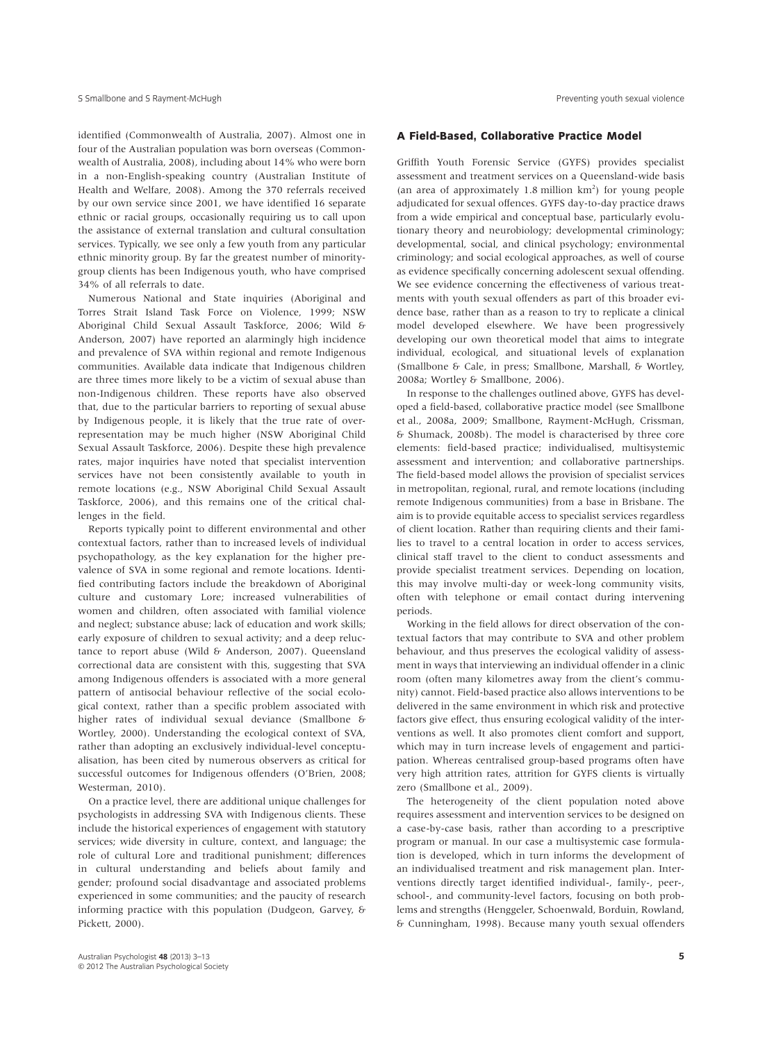identified (Commonwealth of Australia, 2007). Almost one in four of the Australian population was born overseas (Commonwealth of Australia, 2008), including about 14% who were born in a non-English-speaking country (Australian Institute of Health and Welfare, 2008). Among the 370 referrals received by our own service since 2001, we have identified 16 separate ethnic or racial groups, occasionally requiring us to call upon the assistance of external translation and cultural consultation services. Typically, we see only a few youth from any particular ethnic minority group. By far the greatest number of minority-group clients has been Indigenous youth, who have comprised 34% of all referrals to date.

Numerous National and State inquiries (Aboriginal and Torres Strait Island Task Force on Violence, 1999; NSW Aboriginal Child Sexual Assault Taskforce, 2006; Wild & Anderson, 2007) have reported an alarmingly high incidence and prevalence of SVA within regional and remote Indigenous communities. Available data indicate that Indigenous children are three times more likely to be a victim of sexual abuse than non-Indigenous children. These reports have also observed that, due to the particular barriers to reporting of sexual abuse by Indigenous people, it is likely that the true rate of over-representation may be much higher (NSW Aboriginal Child Sexual Assault Taskforce, 2006). Despite these high prevalence rates, major inquiries have noted that specialist intervention services have not been consistently available to youth in remote locations (e.g., NSW Aboriginal Child Sexual Assault Taskforce, 2006), and this remains one of the critical challenges in the field.

Reports typically point to different environmental and other contextual factors, rather than to increased levels of individual psychopathology, as the key explanation for the higher prevalence of SVA in some regional and remote locations. Identified contributing factors include the breakdown of Aboriginal culture and customary Lore; increased vulnerabilities of women and children, often associated with familial violence and neglect; substance abuse; lack of education and work skills; early exposure of children to sexual activity; and a deep reluctance to report abuse (Wild & Anderson, 2007). Queensland correctional data are consistent with this, suggesting that SVA among Indigenous offenders is associated with a more general pattern of antisocial behaviour reflective of the social ecological context, rather than a specific problem associated with higher rates of individual sexual deviance (Smallbone & Wortley, 2000). Understanding the ecological context of SVA, rather than adopting an exclusively individual-level conceptualisation, has been cited by numerous observers as critical for successful outcomes for Indigenous offenders (O'Brien, 2008; Westerman, 2010).

On a practice level, there are additional unique challenges for psychologists in addressing SVA with Indigenous clients. These include the historical experiences of engagement with statutory services; wide diversity in culture, context, and language; the role of cultural Lore and traditional punishment; differences in cultural understanding and beliefs about family and gender; profound social disadvantage and associated problems experienced in some communities; and the paucity of research informing practice with this population (Dudgeon, Garvey, & Pickett, 2000).

## A Field-Based, Collaborative Practice Model

Griffith Youth Forensic Service (GYFS) provides specialist assessment and treatment services on a Queensland-wide basis (an area of approximately 1.8 million km$^2$) for young people adjudicated for sexual offences. GYFS day-to-day practice draws from a wide empirical and conceptual base, particularly evolutionary theory and neurobiology; developmental criminology; developmental, social, and clinical psychology; environmental criminology; and social ecological approaches, as well of course as evidence specifically concerning adolescent sexual offending. We see evidence concerning the effectiveness of various treatments with youth sexual offenders as part of this broader evidence base, rather than as a reason to try to replicate a clinical model developed elsewhere. We have been progressively developing our own theoretical model that aims to integrate individual, ecological, and situational levels of explanation (Smallbone & Cale, in press; Smallbone, Marshall, & Wortley, 2008a; Wortley & Smallbone, 2006).

In response to the challenges outlined above, GYFS has developed a field-based, collaborative practice model (see Smallbone et al., 2008a, 2009; Smallbone, Rayment-McHugh, Crissman, & Shumack, 2008b). The model is characterised by three core elements: field-based practice; individualised, multisystemic assessment and intervention; and collaborative partnerships. The field-based model allows the provision of specialist services in metropolitan, regional, rural, and remote locations (including remote Indigenous communities) from a base in Brisbane. The aim is to provide equitable access to specialist services regardless of client location. Rather than requiring clients and their families to travel to a central location in order to access services, clinical staff travel to the client to conduct assessments and provide specialist treatment services. Depending on location, this may involve multi-day or week-long community visits, often with telephone or email contact during intervening periods.

Working in the field allows for direct observation of the contextual factors that may contribute to SVA and other problem behaviour, and thus preserves the ecological validity of assessment in ways that interviewing an individual offender in a clinic room (often many kilometres away from the client's community) cannot. Field-based practice also allows interventions to be delivered in the same environment in which risk and protective factors give effect, thus ensuring ecological validity of the interventions as well. It also promotes client comfort and support, which may in turn increase levels of engagement and participation. Whereas centralised group-based programs often have very high attrition rates, attrition for GYFS clients is virtually zero (Smallbone et al., 2009).

The heterogeneity of the client population noted above requires assessment and intervention services to be designed on a case-by-case basis, rather than according to a prescriptive program or manual. In our case a multisystemic case formulation is developed, which in turn informs the development of an individualised treatment and risk management plan. Interventions directly target identified individual-, family-, peer-, school-, and community-level factors, focusing on both problems and strengths (Henggeler, Schoenwald, Borduin, Rowland, & Cunningham, 1998). Because many youth sexual offenders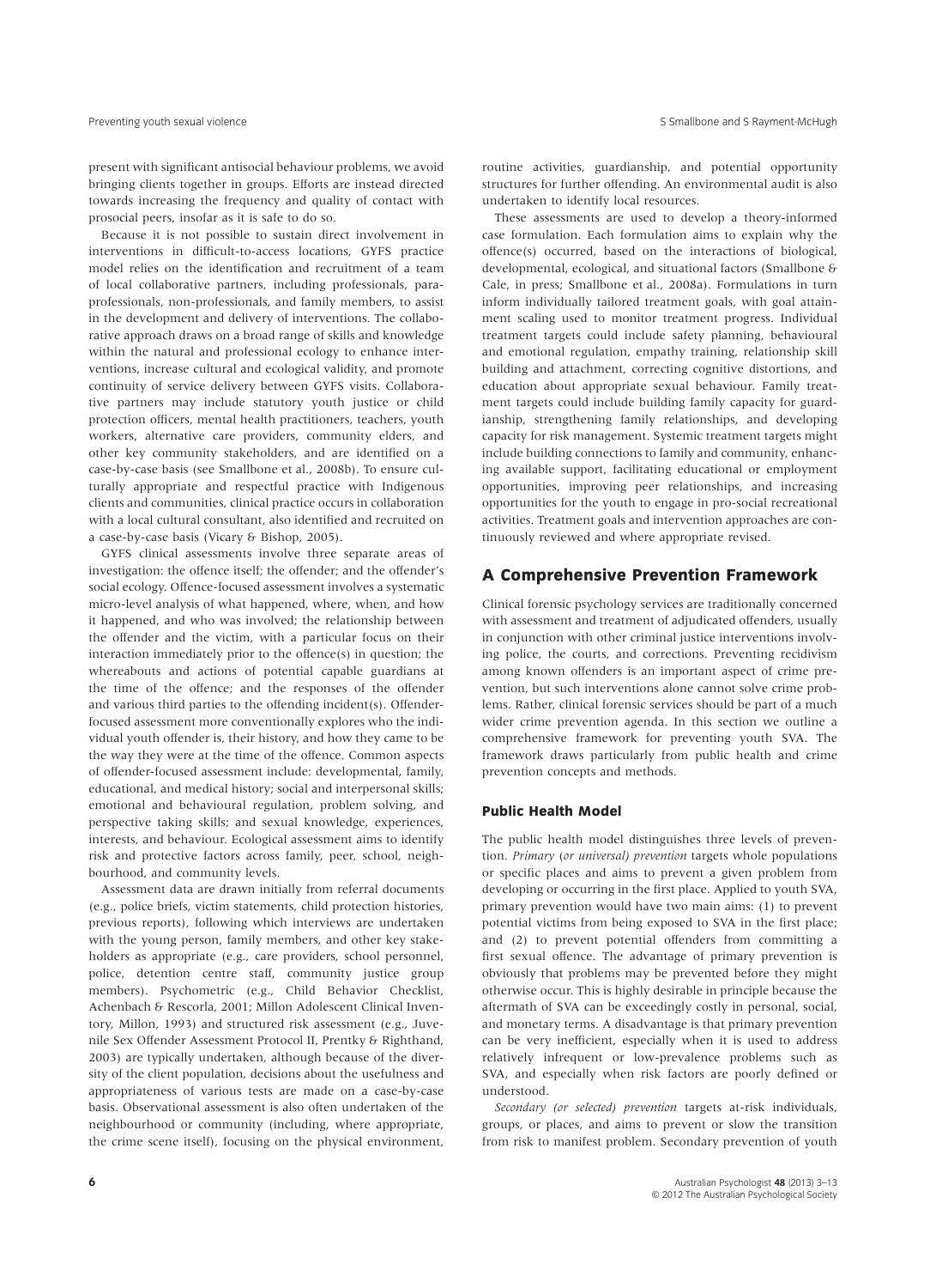present with significant antisocial behaviour problems, we avoid bringing clients together in groups. Efforts are instead directed towards increasing the frequency and quality of contact with prosocial peers, insofar as it is safe to do so.

Because it is not possible to sustain direct involvement in interventions in difficult-to-access locations, GYFS practice model relies on the identification and recruitment of a team of local collaborative partners, including professionals, para-professionals, non-professionals, and family members, to assist in the development and delivery of interventions. The collaborative approach draws on a broad range of skills and knowledge within the natural and professional ecology to enhance interventions, increase cultural and ecological validity, and promote continuity of service delivery between GYFS visits. Collaborative partners may include statutory youth justice or child protection officers, mental health practitioners, teachers, youth workers, alternative care providers, community elders, and other key community stakeholders, and are identified on a case-by-case basis (see Smallbone et al., 2008b). To ensure culturally appropriate and respectful practice with Indigenous clients and communities, clinical practice occurs in collaboration with a local cultural consultant, also identified and recruited on a case-by-case basis (Vicary & Bishop, 2005).

GYFS clinical assessments involve three separate areas of investigation: the offence itself; the offender; and the offender's social ecology. Offence-focused assessment involves a systematic micro-level analysis of what happened, where, when, and how it happened, and who was involved; the relationship between the offender and the victim, with a particular focus on their interaction immediately prior to the offence(s) in question; the whereabouts and actions of potential capable guardians at the time of the offence; and the responses of the offender and various third parties to the offending incident(s). Offender-focused assessment more conventionally explores who the individual youth offender is, their history, and how they came to be the way they were at the time of the offence. Common aspects of offender-focused assessment include: developmental, family, educational, and medical history; social and interpersonal skills; emotional and behavioural regulation, problem solving, and perspective taking skills; and sexual knowledge, experiences, interests, and behaviour. Ecological assessment aims to identify risk and protective factors across family, peer, school, neighbourhood, and community levels.

Assessment data are drawn initially from referral documents (e.g., police briefs, victim statements, child protection histories, previous reports), following which interviews are undertaken with the young person, family members, and other key stakeholders as appropriate (e.g., care providers, school personnel, police, detention centre staff, community justice group members). Psychometric (e.g., Child Behavior Checklist, Achenbach & Rescorla, 2001; Millon Adolescent Clinical Inventory, Millon, 1993) and structured risk assessment (e.g., Juvenile Sex Offender Assessment Protocol II, Prentky & Righthand, 2003) are typically undertaken, although because of the diversity of the client population, decisions about the usefulness and appropriateness of various tests are made on a case-by-case basis. Observational assessment is also often undertaken of the neighbourhood or community (including, where appropriate, the crime scene itself), focusing on the physical environment, routine activities, guardianship, and potential opportunity structures for further offending. An environmental audit is also undertaken to identify local resources.

These assessments are used to develop a theory-informed case formulation. Each formulation aims to explain why the offence(s) occurred, based on the interactions of biological, developmental, ecological, and situational factors (Smallbone & Cale, in press; Smallbone et al., 2008a). Formulations in turn inform individually tailored treatment goals, with goal attainment scaling used to monitor treatment progress. Individual treatment targets could include safety planning, behavioural and emotional regulation, empathy training, relationship skill building and attachment, correcting cognitive distortions, and education about appropriate sexual behaviour. Family treatment targets could include building family capacity for guardianship, strengthening family relationships, and developing capacity for risk management. Systemic treatment targets might include building connections to family and community, enhancing available support, facilitating educational or employment opportunities, improving peer relationships, and increasing opportunities for the youth to engage in pro-social recreational activities. Treatment goals and intervention approaches are continuously reviewed and where appropriate revised.

## A Comprehensive Prevention Framework

Clinical forensic psychology services are traditionally concerned with assessment and treatment of adjudicated offenders, usually in conjunction with other criminal justice interventions involving police, the courts, and corrections. Preventing recidivism among known offenders is an important aspect of crime prevention, but such interventions alone cannot solve crime problems. Rather, clinical forensic services should be part of a much wider crime prevention agenda. In this section we outline a comprehensive framework for preventing youth SVA. The framework draws particularly from public health and crime prevention concepts and methods.

### Public Health Model

The public health model distinguishes three levels of prevention. *Primary* (*or universal*) *prevention* targets whole populations or specific places and aims to prevent a given problem from developing or occurring in the first place. Applied to youth SVA, primary prevention would have two main aims: (1) to prevent potential victims from being exposed to SVA in the first place; and (2) to prevent potential offenders from committing a first sexual offence. The advantage of primary prevention is obviously that problems may be prevented before they might otherwise occur. This is highly desirable in principle because the aftermath of SVA can be exceedingly costly in personal, social, and monetary terms. A disadvantage is that primary prevention can be very inefficient, especially when it is used to address relatively infrequent or low-prevalence problems such as SVA, and especially when risk factors are poorly defined or understood.

*Secondary (or selected) prevention* targets at-risk individuals, groups, or places, and aims to prevent or slow the transition from risk to manifest problem. Secondary prevention of youth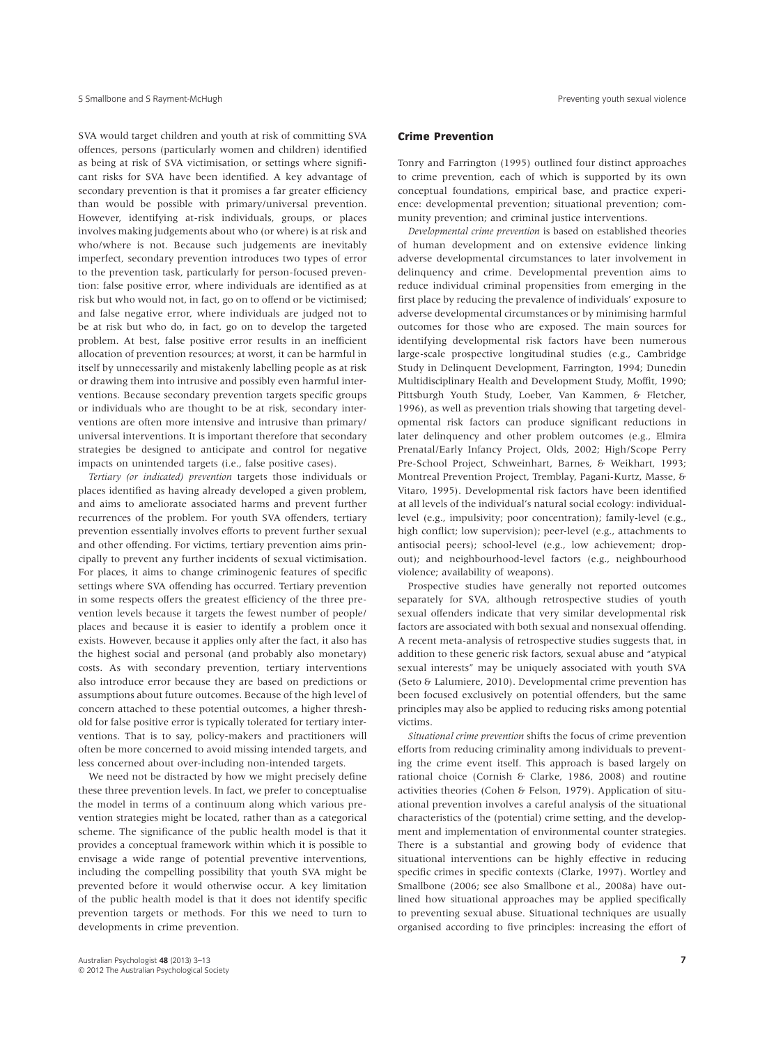SVA would target children and youth at risk of committing SVA offences, persons (particularly women and children) identified as being at risk of SVA victimisation, or settings where significant risks for SVA have been identified. A key advantage of secondary prevention is that it promises a far greater efficiency than would be possible with primary/universal prevention. However, identifying at-risk individuals, groups, or places involves making judgements about who (or where) is at risk and who/where is not. Because such judgements are inevitably imperfect, secondary prevention introduces two types of error to the prevention task, particularly for person-focused prevention: false positive error, where individuals are identified as at risk but who would not, in fact, go on to offend or be victimised; and false negative error, where individuals are judged not to be at risk but who do, in fact, go on to develop the targeted problem. At best, false positive error results in an inefficient allocation of prevention resources; at worst, it can be harmful in itself by unnecessarily and mistakenly labelling people as at risk or drawing them into intrusive and possibly even harmful interventions. Because secondary prevention targets specific groups or individuals who are thought to be at risk, secondary interventions are often more intensive and intrusive than primary/universal interventions. It is important therefore that secondary strategies be designed to anticipate and control for negative impacts on unintended targets (i.e., false positive cases).

*Tertiary (or indicated) prevention* targets those individuals or places identified as having already developed a given problem, and aims to ameliorate associated harms and prevent further recurrences of the problem. For youth SVA offenders, tertiary prevention essentially involves efforts to prevent further sexual and other offending. For victims, tertiary prevention aims principally to prevent any further incidents of sexual victimisation. For places, it aims to change criminogenic features of specific settings where SVA offending has occurred. Tertiary prevention in some respects offers the greatest efficiency of the three prevention levels because it targets the fewest number of people/places and because it is easier to identify a problem once it exists. However, because it applies only after the fact, it also has the highest social and personal (and probably also monetary) costs. As with secondary prevention, tertiary interventions also introduce error because they are based on predictions or assumptions about future outcomes. Because of the high level of concern attached to these potential outcomes, a higher threshold for false positive error is typically tolerated for tertiary interventions. That is to say, policy-makers and practitioners will often be more concerned to avoid missing intended targets, and less concerned about over-including non-intended targets.

We need not be distracted by how we might precisely define these three prevention levels. In fact, we prefer to conceptualise the model in terms of a continuum along which various prevention strategies might be located, rather than as a categorical scheme. The significance of the public health model is that it provides a conceptual framework within which it is possible to envisage a wide range of potential preventive interventions, including the compelling possibility that youth SVA might be prevented before it would otherwise occur. A key limitation of the public health model is that it does not identify specific prevention targets or methods. For this we need to turn to developments in crime prevention.

## Crime Prevention

Tonry and Farrington (1995) outlined four distinct approaches to crime prevention, each of which is supported by its own conceptual foundations, empirical base, and practice experience: developmental prevention; situational prevention; community prevention; and criminal justice interventions.

*Developmental crime prevention* is based on established theories of human development and on extensive evidence linking adverse developmental circumstances to later involvement in delinquency and crime. Developmental prevention aims to reduce individual criminal propensities from emerging in the first place by reducing the prevalence of individuals' exposure to adverse developmental circumstances or by minimising harmful outcomes for those who are exposed. The main sources for identifying developmental risk factors have been numerous large-scale prospective longitudinal studies (e.g., Cambridge Study in Delinquent Development, Farrington, 1994; Dunedin Multidisciplinary Health and Development Study, Moffit, 1990; Pittsburgh Youth Study, Loeber, Van Kammen, & Fletcher, 1996), as well as prevention trials showing that targeting developmental risk factors can produce significant reductions in later delinquency and other problem outcomes (e.g., Elmira Prenatal/Early Infancy Project, Olds, 2002; High/Scope Perry Pre-School Project, Schweinhart, Barnes, & Weikhart, 1993; Montreal Prevention Project, Tremblay, Pagani-Kurtz, Masse, & Vitaro, 1995). Developmental risk factors have been identified at all levels of the individual's natural social ecology: individual-level (e.g., impulsivity; poor concentration); family-level (e.g., high conflict; low supervision); peer-level (e.g., attachments to antisocial peers); school-level (e.g., low achievement; drop-out); and neighbourhood-level factors (e.g., neighbourhood violence; availability of weapons).

Prospective studies have generally not reported outcomes separately for SVA, although retrospective studies of youth sexual offenders indicate that very similar developmental risk factors are associated with both sexual and nonsexual offending. A recent meta-analysis of retrospective studies suggests that, in addition to these generic risk factors, sexual abuse and "atypical sexual interests" may be uniquely associated with youth SVA (Seto & Lalumiere, 2010). Developmental crime prevention has been focused exclusively on potential offenders, but the same principles may also be applied to reducing risks among potential victims.

*Situational crime prevention* shifts the focus of crime prevention efforts from reducing criminality among individuals to preventing the crime event itself. This approach is based largely on rational choice (Cornish & Clarke, 1986, 2008) and routine activities theories (Cohen & Felson, 1979). Application of situational prevention involves a careful analysis of the situational characteristics of the (potential) crime setting, and the development and implementation of environmental counter strategies. There is a substantial and growing body of evidence that situational interventions can be highly effective in reducing specific crimes in specific contexts (Clarke, 1997). Wortley and Smallbone (2006; see also Smallbone et al., 2008a) have outlined how situational approaches may be applied specifically to preventing sexual abuse. Situational techniques are usually organised according to five principles: increasing the effort of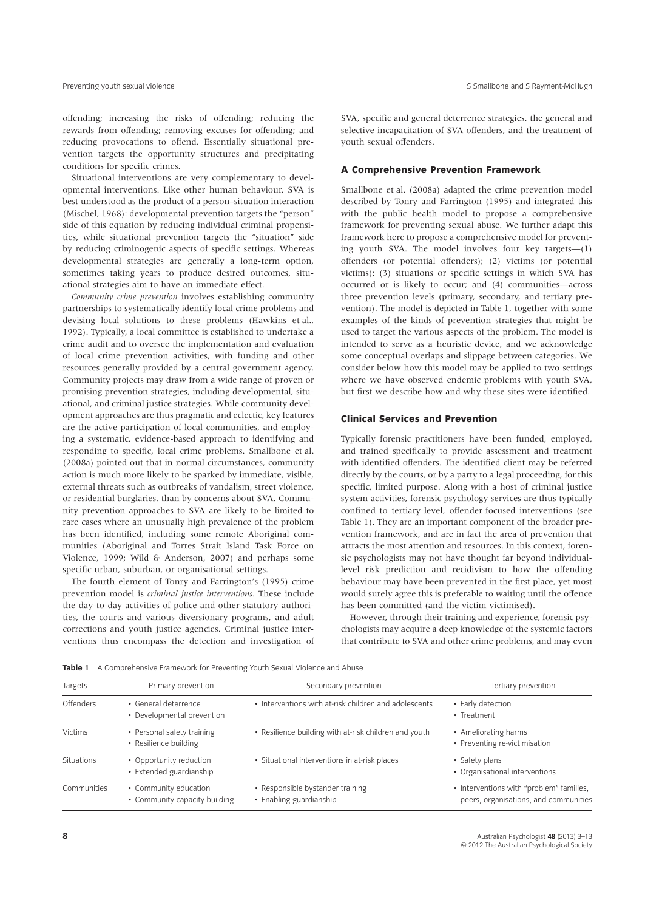offending; increasing the risks of offending; reducing the rewards from offending; removing excuses for offending; and reducing provocations to offend. Essentially situational prevention targets the opportunity structures and precipitating conditions for specific crimes.

Situational interventions are very complementary to developmental interventions. Like other human behaviour, SVA is best understood as the product of a person–situation interaction (Mischel, 1968): developmental prevention targets the "person" side of this equation by reducing individual criminal propensities, while situational prevention targets the "situation" side by reducing criminogenic aspects of specific settings. Whereas developmental strategies are generally a long-term option, sometimes taking years to produce desired outcomes, situational strategies aim to have an immediate effect.

*Community crime prevention* involves establishing community partnerships to systematically identify local crime problems and devising local solutions to these problems (Hawkins et al., 1992). Typically, a local committee is established to undertake a crime audit and to oversee the implementation and evaluation of local crime prevention activities, with funding and other resources generally provided by a central government agency. Community projects may draw from a wide range of proven or promising prevention strategies, including developmental, situational, and criminal justice strategies. While community development approaches are thus pragmatic and eclectic, key features are the active participation of local communities, and employing a systematic, evidence-based approach to identifying and responding to specific, local crime problems. Smallbone et al. (2008a) pointed out that in normal circumstances, community action is much more likely to be sparked by immediate, visible, external threats such as outbreaks of vandalism, street violence, or residential burglaries, than by concerns about SVA. Community prevention approaches to SVA are likely to be limited to rare cases where an unusually high prevalence of the problem has been identified, including some remote Aboriginal communities (Aboriginal and Torres Strait Island Task Force on Violence, 1999; Wild & Anderson, 2007) and perhaps some specific urban, suburban, or organisational settings.

The fourth element of Tonry and Farrington's (1995) crime prevention model is *criminal justice interventions*. These include the day-to-day activities of police and other statutory authorities, the courts and various diversionary programs, and adult corrections and youth justice agencies. Criminal justice interventions thus encompass the detection and investigation of SVA, specific and general deterrence strategies, the general and selective incapacitation of SVA offenders, and the treatment of youth sexual offenders.

## A Comprehensive Prevention Framework

Smallbone et al. (2008a) adapted the crime prevention model described by Tonry and Farrington (1995) and integrated this with the public health model to propose a comprehensive framework for preventing sexual abuse. We further adapt this framework here to propose a comprehensive model for preventing youth SVA. The model involves four key targets—(1) offenders (or potential offenders); (2) victims (or potential victims); (3) situations or specific settings in which SVA has occurred or is likely to occur; and (4) communities—across three prevention levels (primary, secondary, and tertiary prevention). The model is depicted in Table 1, together with some examples of the kinds of prevention strategies that might be used to target the various aspects of the problem. The model is intended to serve as a heuristic device, and we acknowledge some conceptual overlaps and slippage between categories. We consider below how this model may be applied to two settings where we have observed endemic problems with youth SVA, but first we describe how and why these sites were identified.

## Clinical Services and Prevention

Typically forensic practitioners have been funded, employed, and trained specifically to provide assessment and treatment with identified offenders. The identified client may be referred directly by the courts, or by a party to a legal proceeding, for this specific, limited purpose. Along with a host of criminal justice system activities, forensic psychology services are thus typically confined to tertiary-level, offender-focused interventions (see Table 1). They are an important component of the broader prevention framework, and are in fact the area of prevention that attracts the most attention and resources. In this context, forensic psychologists may not have thought far beyond individual-level risk prediction and recidivism to how the offending behaviour may have been prevented in the first place, yet most would surely agree this is preferable to waiting until the offence has been committed (and the victim victimised).

However, through their training and experience, forensic psychologists may acquire a deep knowledge of the systemic factors that contribute to SVA and other crime problems, and may even

**Table 1** A Comprehensive Framework for Preventing Youth Sexual Violence and Abuse

| Targets | Primary prevention | Secondary prevention | Tertiary prevention |
|---|---|---|---|
| Offenders | • General deterrence<br>• Developmental prevention | • Interventions with at-risk children and adolescents | • Early detection<br>• Treatment |
| Victims | • Personal safety training<br>• Resilience building | • Resilience building with at-risk children and youth | • Ameliorating harms<br>• Preventing re-victimisation |
| Situations | • Opportunity reduction<br>• Extended guardianship | • Situational interventions in at-risk places | • Safety plans<br>• Organisational interventions |
| Communities | • Community education<br>• Community capacity building | • Responsible bystander training<br>• Enabling guardianship | • Interventions with "problem" families, peers, organisations, and communities |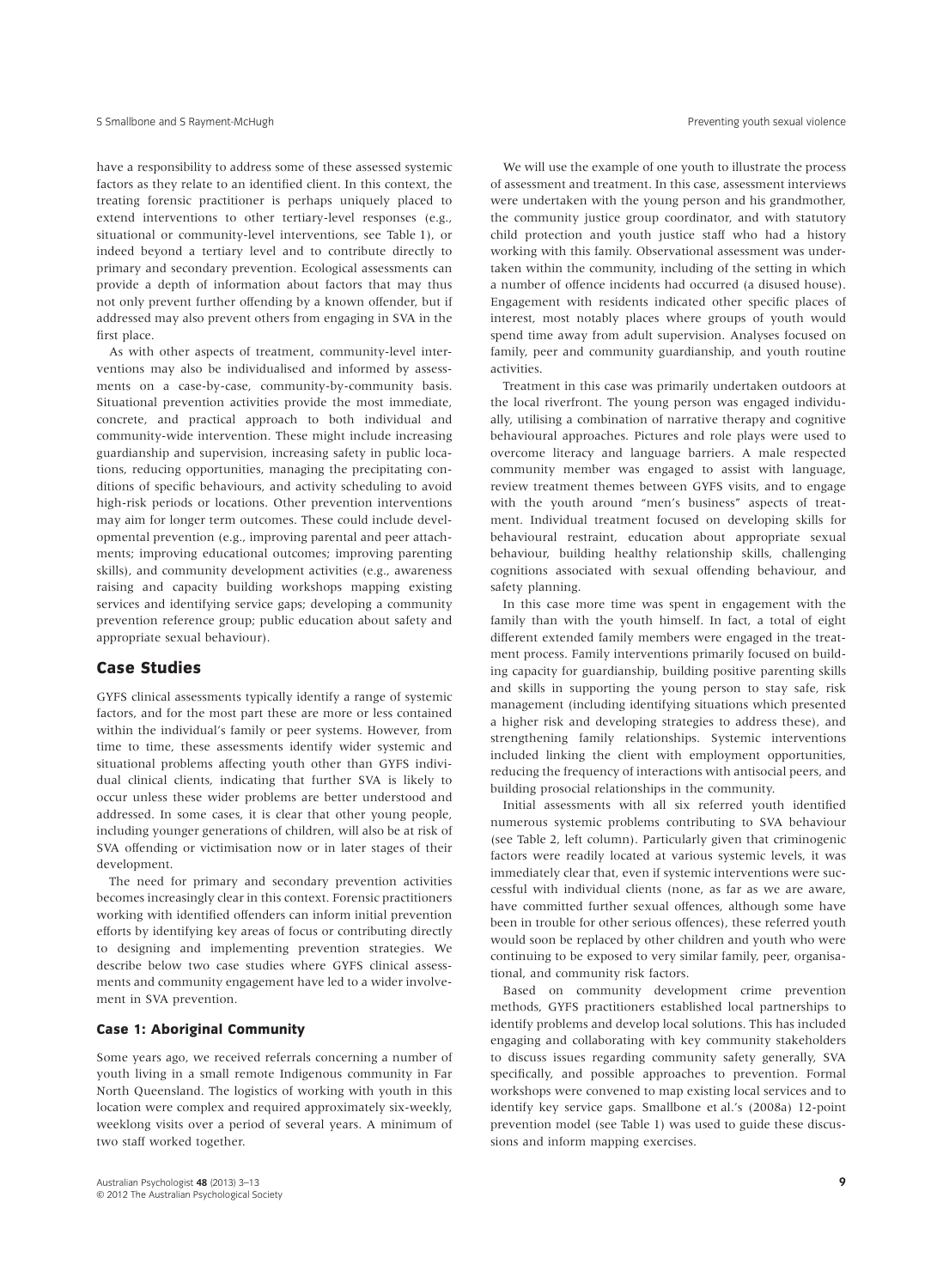have a responsibility to address some of these assessed systemic factors as they relate to an identified client. In this context, the treating forensic practitioner is perhaps uniquely placed to extend interventions to other tertiary-level responses (e.g., situational or community-level interventions, see Table 1), or indeed beyond a tertiary level and to contribute directly to primary and secondary prevention. Ecological assessments can provide a depth of information about factors that may thus not only prevent further offending by a known offender, but if addressed may also prevent others from engaging in SVA in the first place.

As with other aspects of treatment, community-level interventions may also be individualised and informed by assessments on a case-by-case, community-by-community basis. Situational prevention activities provide the most immediate, concrete, and practical approach to both individual and community-wide intervention. These might include increasing guardianship and supervision, increasing safety in public locations, reducing opportunities, managing the precipitating conditions of specific behaviours, and activity scheduling to avoid high-risk periods or locations. Other prevention interventions may aim for longer term outcomes. These could include developmental prevention (e.g., improving parental and peer attachments; improving educational outcomes; improving parenting skills), and community development activities (e.g., awareness raising and capacity building workshops mapping existing services and identifying service gaps; developing a community prevention reference group; public education about safety and appropriate sexual behaviour).

## Case Studies

GYFS clinical assessments typically identify a range of systemic factors, and for the most part these are more or less contained within the individual's family or peer systems. However, from time to time, these assessments identify wider systemic and situational problems affecting youth other than GYFS individual clinical clients, indicating that further SVA is likely to occur unless these wider problems are better understood and addressed. In some cases, it is clear that other young people, including younger generations of children, will also be at risk of SVA offending or victimisation now or in later stages of their development.

The need for primary and secondary prevention activities becomes increasingly clear in this context. Forensic practitioners working with identified offenders can inform initial prevention efforts by identifying key areas of focus or contributing directly to designing and implementing prevention strategies. We describe below two case studies where GYFS clinical assessments and community engagement have led to a wider involvement in SVA prevention.

### Case 1: Aboriginal Community

Some years ago, we received referrals concerning a number of youth living in a small remote Indigenous community in Far North Queensland. The logistics of working with youth in this location were complex and required approximately six-weekly, weeklong visits over a period of several years. A minimum of two staff worked together.

We will use the example of one youth to illustrate the process of assessment and treatment. In this case, assessment interviews were undertaken with the young person and his grandmother, the community justice group coordinator, and with statutory child protection and youth justice staff who had a history working with this family. Observational assessment was undertaken within the community, including of the setting in which a number of offence incidents had occurred (a disused house). Engagement with residents indicated other specific places of interest, most notably places where groups of youth would spend time away from adult supervision. Analyses focused on family, peer and community guardianship, and youth routine activities.

Treatment in this case was primarily undertaken outdoors at the local riverfront. The young person was engaged individually, utilising a combination of narrative therapy and cognitive behavioural approaches. Pictures and role plays were used to overcome literacy and language barriers. A male respected community member was engaged to assist with language, review treatment themes between GYFS visits, and to engage with the youth around "men's business" aspects of treatment. Individual treatment focused on developing skills for behavioural restraint, education about appropriate sexual behaviour, building healthy relationship skills, challenging cognitions associated with sexual offending behaviour, and safety planning.

In this case more time was spent in engagement with the family than with the youth himself. In fact, a total of eight different extended family members were engaged in the treatment process. Family interventions primarily focused on building capacity for guardianship, building positive parenting skills and skills in supporting the young person to stay safe, risk management (including identifying situations which presented a higher risk and developing strategies to address these), and strengthening family relationships. Systemic interventions included linking the client with employment opportunities, reducing the frequency of interactions with antisocial peers, and building prosocial relationships in the community.

Initial assessments with all six referred youth identified numerous systemic problems contributing to SVA behaviour (see Table 2, left column). Particularly given that criminogenic factors were readily located at various systemic levels, it was immediately clear that, even if systemic interventions were successful with individual clients (none, as far as we are aware, have committed further sexual offences, although some have been in trouble for other serious offences), these referred youth would soon be replaced by other children and youth who were continuing to be exposed to very similar family, peer, organisational, and community risk factors.

Based on community development crime prevention methods, GYFS practitioners established local partnerships to identify problems and develop local solutions. This has included engaging and collaborating with key community stakeholders to discuss issues regarding community safety generally, SVA specifically, and possible approaches to prevention. Formal workshops were convened to map existing local services and to identify key service gaps. Smallbone et al.'s (2008a) 12-point prevention model (see Table 1) was used to guide these discussions and inform mapping exercises.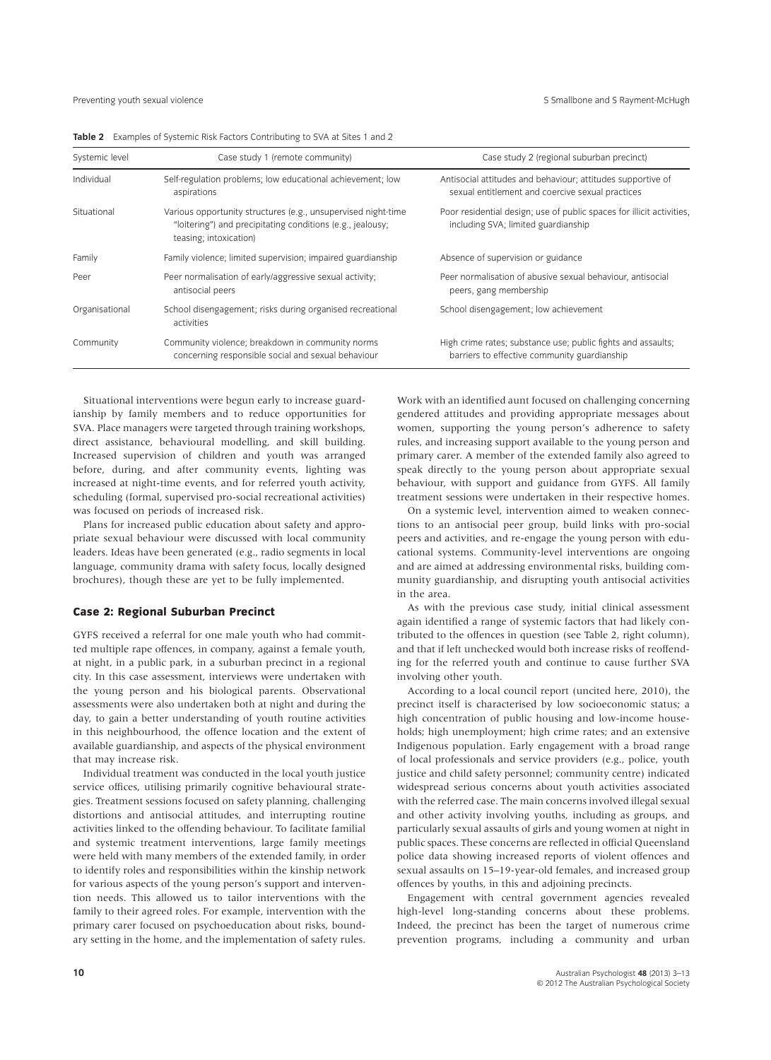**Table 2** Examples of Systemic Risk Factors Contributing to SVA at Sites 1 and 2

| Systemic level | Case study 1 (remote community) | Case study 2 (regional suburban precinct) |
|---|---|---|
| Individual | Self-regulation problems; low educational achievement; low aspirations | Antisocial attitudes and behaviour; attitudes supportive of sexual entitlement and coercive sexual practices |
| Situational | Various opportunity structures (e.g., unsupervised night-time "loitering") and precipitating conditions (e.g., jealousy; teasing; intoxication) | Poor residential design; use of public spaces for illicit activities, including SVA; limited guardianship |
| Family | Family violence; limited supervision; impaired guardianship | Absence of supervision or guidance |
| Peer | Peer normalisation of early/aggressive sexual activity; antisocial peers | Peer normalisation of abusive sexual behaviour, antisocial peers, gang membership |
| Organisational | School disengagement; risks during organised recreational activities | School disengagement; low achievement |
| Community | Community violence; breakdown in community norms concerning responsible social and sexual behaviour | High crime rates; substance use; public fights and assaults; barriers to effective community guardianship |

Situational interventions were begun early to increase guardianship by family members and to reduce opportunities for SVA. Place managers were targeted through training workshops, direct assistance, behavioural modelling, and skill building. Increased supervision of children and youth was arranged before, during, and after community events, lighting was increased at night-time events, and for referred youth activity, scheduling (formal, supervised pro-social recreational activities) was focused on periods of increased risk.

Plans for increased public education about safety and appropriate sexual behaviour were discussed with local community leaders. Ideas have been generated (e.g., radio segments in local language, community drama with safety focus, locally designed brochures), though these are yet to be fully implemented.

### Case 2: Regional Suburban Precinct

GYFS received a referral for one male youth who had committed multiple rape offences, in company, against a female youth, at night, in a public park, in a suburban precinct in a regional city. In this case assessment, interviews were undertaken with the young person and his biological parents. Observational assessments were also undertaken both at night and during the day, to gain a better understanding of youth routine activities in this neighbourhood, the offence location and the extent of available guardianship, and aspects of the physical environment that may increase risk.

Individual treatment was conducted in the local youth justice service offices, utilising primarily cognitive behavioural strategies. Treatment sessions focused on safety planning, challenging distortions and antisocial attitudes, and interrupting routine activities linked to the offending behaviour. To facilitate familial and systemic treatment interventions, large family meetings were held with many members of the extended family, in order to identify roles and responsibilities within the kinship network for various aspects of the young person's support and intervention needs. This allowed us to tailor interventions with the family to their agreed roles. For example, intervention with the primary carer focused on psychoeducation about risks, boundary setting in the home, and the implementation of safety rules. Work with an identified aunt focused on challenging concerning gendered attitudes and providing appropriate messages about women, supporting the young person's adherence to safety rules, and increasing support available to the young person and primary carer. A member of the extended family also agreed to speak directly to the young person about appropriate sexual behaviour, with support and guidance from GYFS. All family treatment sessions were undertaken in their respective homes.

On a systemic level, intervention aimed to weaken connections to an antisocial peer group, build links with pro-social peers and activities, and re-engage the young person with educational systems. Community-level interventions are ongoing and are aimed at addressing environmental risks, building community guardianship, and disrupting youth antisocial activities in the area.

As with the previous case study, initial clinical assessment again identified a range of systemic factors that had likely contributed to the offences in question (see Table 2, right column), and that if left unchecked would both increase risks of reoffending for the referred youth and continue to cause further SVA involving other youth.

According to a local council report (uncited here, 2010), the precinct itself is characterised by low socioeconomic status; a high concentration of public housing and low-income households; high unemployment; high crime rates; and an extensive Indigenous population. Early engagement with a broad range of local professionals and service providers (e.g., police, youth justice and child safety personnel; community centre) indicated widespread serious concerns about youth activities associated with the referred case. The main concerns involved illegal sexual and other activity involving youths, including as groups, and particularly sexual assaults of girls and young women at night in public spaces. These concerns are reflected in official Queensland police data showing increased reports of violent offences and sexual assaults on 15–19-year-old females, and increased group offences by youths, in this and adjoining precincts.

Engagement with central government agencies revealed high-level long-standing concerns about these problems. Indeed, the precinct has been the target of numerous crime prevention programs, including a community and urban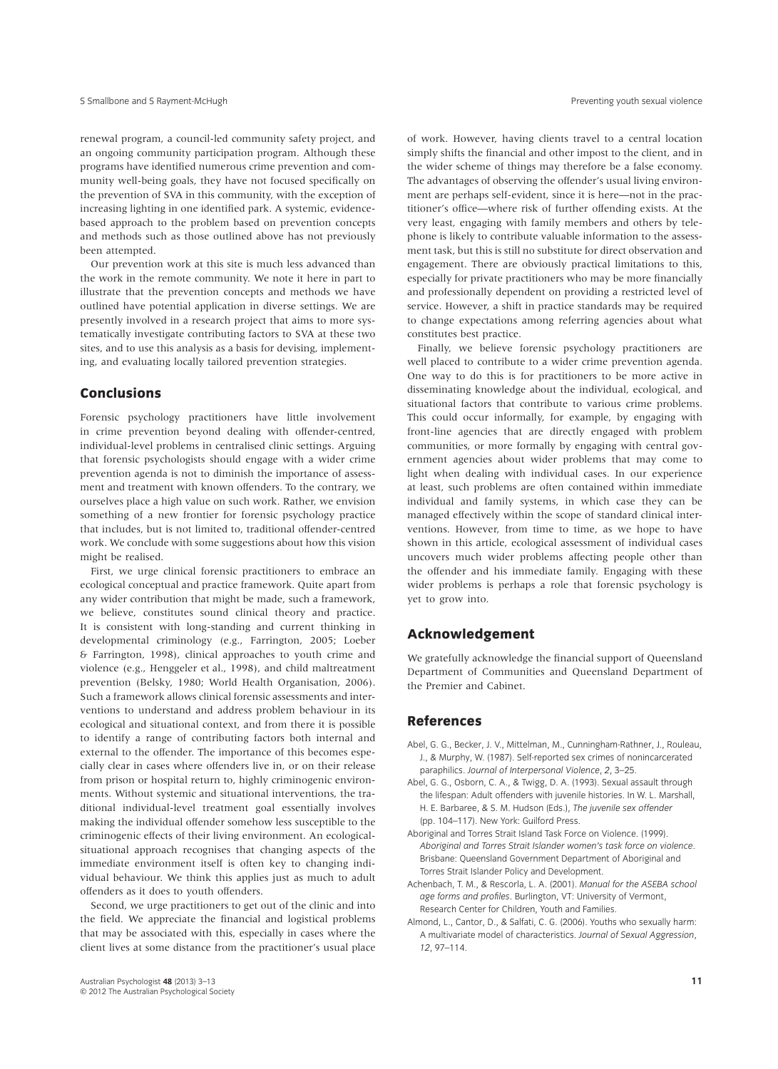renewal program, a council-led community safety project, and an ongoing community participation program. Although these programs have identified numerous crime prevention and community well-being goals, they have not focused specifically on the prevention of SVA in this community, with the exception of increasing lighting in one identified park. A systemic, evidence-based approach to the problem based on prevention concepts and methods such as those outlined above has not previously been attempted.

Our prevention work at this site is much less advanced than the work in the remote community. We note it here in part to illustrate that the prevention concepts and methods we have outlined have potential application in diverse settings. We are presently involved in a research project that aims to more systematically investigate contributing factors to SVA at these two sites, and to use this analysis as a basis for devising, implementing, and evaluating locally tailored prevention strategies.

## Conclusions

Forensic psychology practitioners have little involvement in crime prevention beyond dealing with offender-centred, individual-level problems in centralised clinic settings. Arguing that forensic psychologists should engage with a wider crime prevention agenda is not to diminish the importance of assessment and treatment with known offenders. To the contrary, we ourselves place a high value on such work. Rather, we envision something of a new frontier for forensic psychology practice that includes, but is not limited to, traditional offender-centred work. We conclude with some suggestions about how this vision might be realised.

First, we urge clinical forensic practitioners to embrace an ecological conceptual and practice framework. Quite apart from any wider contribution that might be made, such a framework, we believe, constitutes sound clinical theory and practice. It is consistent with long-standing and current thinking in developmental criminology (e.g., Farrington, 2005; Loeber & Farrington, 1998), clinical approaches to youth crime and violence (e.g., Henggeler et al., 1998), and child maltreatment prevention (Belsky, 1980; World Health Organisation, 2006). Such a framework allows clinical forensic assessments and interventions to understand and address problem behaviour in its ecological and situational context, and from there it is possible to identify a range of contributing factors both internal and external to the offender. The importance of this becomes especially clear in cases where offenders live in, or on their release from prison or hospital return to, highly criminogenic environments. Without systemic and situational interventions, the traditional individual-level treatment goal essentially involves making the individual offender somehow less susceptible to the criminogenic effects of their living environment. An ecological-situational approach recognises that changing aspects of the immediate environment itself is often key to changing individual behaviour. We think this applies just as much to adult offenders as it does to youth offenders.

Second, we urge practitioners to get out of the clinic and into the field. We appreciate the financial and logistical problems that may be associated with this, especially in cases where the client lives at some distance from the practitioner's usual place of work. However, having clients travel to a central location simply shifts the financial and other impost to the client, and in the wider scheme of things may therefore be a false economy. The advantages of observing the offender's usual living environment are perhaps self-evident, since it is here—not in the practitioner's office—where risk of further offending exists. At the very least, engaging with family members and others by telephone is likely to contribute valuable information to the assessment task, but this is still no substitute for direct observation and engagement. There are obviously practical limitations to this, especially for private practitioners who may be more financially and professionally dependent on providing a restricted level of service. However, a shift in practice standards may be required to change expectations among referring agencies about what constitutes best practice.

Finally, we believe forensic psychology practitioners are well placed to contribute to a wider crime prevention agenda. One way to do this is for practitioners to be more active in disseminating knowledge about the individual, ecological, and situational factors that contribute to various crime problems. This could occur informally, for example, by engaging with front-line agencies that are directly engaged with problem communities, or more formally by engaging with central government agencies about wider problems that may come to light when dealing with individual cases. In our experience at least, such problems are often contained within immediate individual and family systems, in which case they can be managed effectively within the scope of standard clinical interventions. However, from time to time, as we hope to have shown in this article, ecological assessment of individual cases uncovers much wider problems affecting people other than the offender and his immediate family. Engaging with these wider problems is perhaps a role that forensic psychology is yet to grow into.

## Acknowledgement

We gratefully acknowledge the financial support of Queensland Department of Communities and Queensland Department of the Premier and Cabinet.

## References

Abel, G. G., Becker, J. V., Mittelman, M., Cunningham-Rathner, J., Rouleau, J., & Murphy, W. (1987). Self-reported sex crimes of nonincarcerated paraphilics. *Journal of Interpersonal Violence*, *2*, 3–25.

Abel, G. G., Osborn, C. A., & Twigg, D. A. (1993). Sexual assault through the lifespan: Adult offenders with juvenile histories. In W. L. Marshall, H. E. Barbaree, & S. M. Hudson (Eds.), *The juvenile sex offender* (pp. 104–117). New York: Guilford Press.

Aboriginal and Torres Strait Island Task Force on Violence. (1999). *Aboriginal and Torres Strait Islander women's task force on violence*. Brisbane: Queensland Government Department of Aboriginal and Torres Strait Islander Policy and Development.

Achenbach, T. M., & Rescorla, L. A. (2001). *Manual for the ASEBA school age forms and profiles*. Burlington, VT: University of Vermont, Research Center for Children, Youth and Families.

Almond, L., Cantor, D., & Salfati, C. G. (2006). Youths who sexually harm: A multivariate model of characteristics. *Journal of Sexual Aggression*, *12*, 97–114.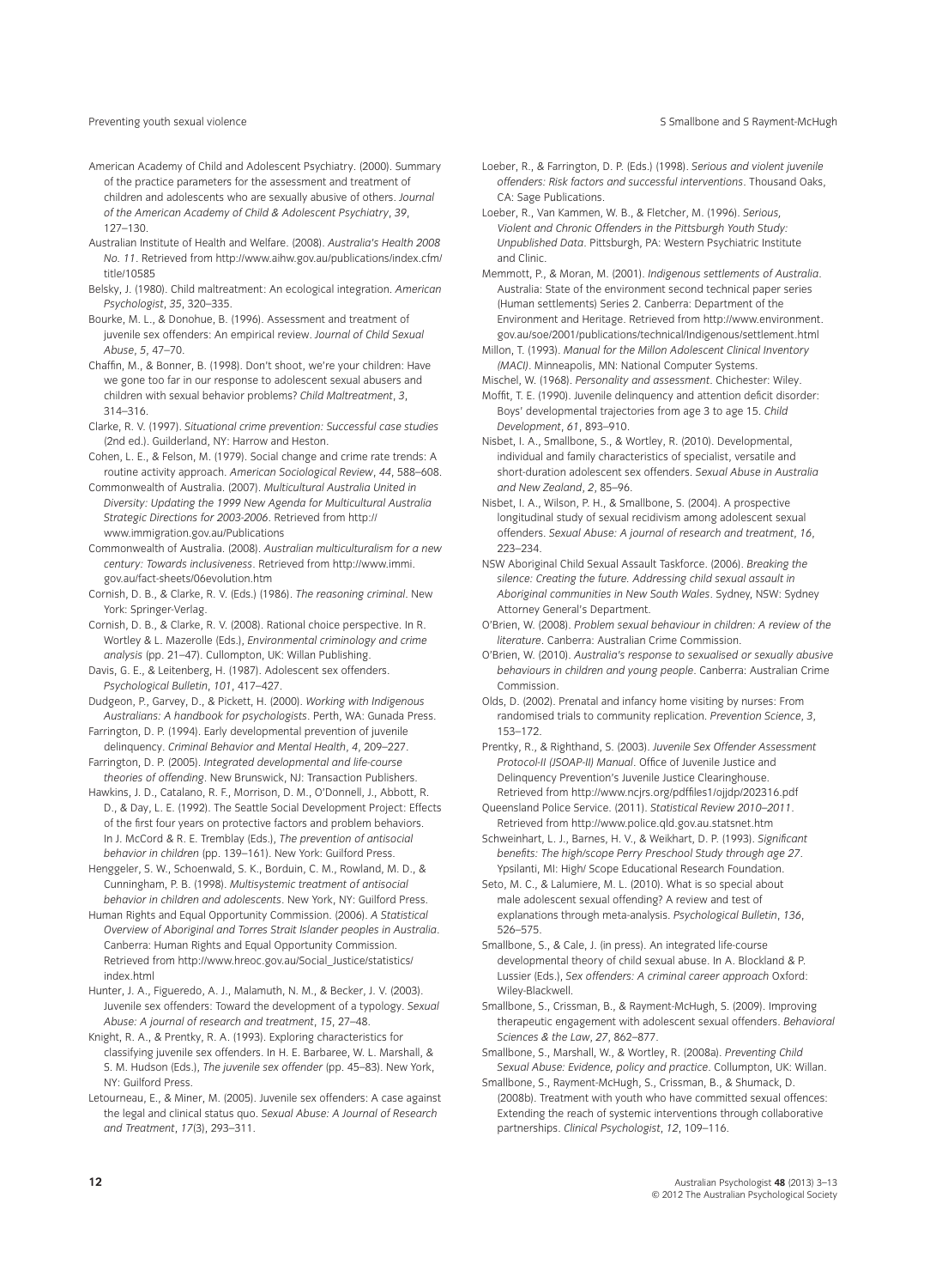American Academy of Child and Adolescent Psychiatry. (2000). Summary of the practice parameters for the assessment and treatment of children and adolescents who are sexually abusive of others. *Journal of the American Academy of Child & Adolescent Psychiatry*, *39*, 127–130.

Australian Institute of Health and Welfare. (2008). *Australia's Health 2008 No. 11*. Retrieved from http://www.aihw.gov.au/publications/index.cfm/title/10585

Belsky, J. (1980). Child maltreatment: An ecological integration. *American Psychologist*, *35*, 320–335.

Bourke, M. L., & Donohue, B. (1996). Assessment and treatment of juvenile sex offenders: An empirical review. *Journal of Child Sexual Abuse*, *5*, 47–70.

Chaffin, M., & Bonner, B. (1998). Don't shoot, we're your children: Have we gone too far in our response to adolescent sexual abusers and children with sexual behavior problems? *Child Maltreatment*, *3*, 314–316.

Clarke, R. V. (1997). *Situational crime prevention: Successful case studies* (2nd ed.). Guilderland, NY: Harrow and Heston.

Cohen, L. E., & Felson, M. (1979). Social change and crime rate trends: A routine activity approach. *American Sociological Review*, *44*, 588–608.

Commonwealth of Australia. (2007). *Multicultural Australia United in Diversity: Updating the 1999 New Agenda for Multicultural Australia Strategic Directions for 2003-2006*. Retrieved from http://www.immigration.gov.au/Publications

Commonwealth of Australia. (2008). *Australian multiculturalism for a new century: Towards inclusiveness*. Retrieved from http://www.immi.gov.au/fact-sheets/06evolution.htm

Cornish, D. B., & Clarke, R. V. (Eds.) (1986). *The reasoning criminal*. New York: Springer-Verlag.

Cornish, D. B., & Clarke, R. V. (2008). Rational choice perspective. In R. Wortley & L. Mazerolle (Eds.), *Environmental criminology and crime analysis* (pp. 21–47). Cullompton, UK: Willan Publishing.

Davis, G. E., & Leitenberg, H. (1987). Adolescent sex offenders. *Psychological Bulletin*, *101*, 417–427.

Dudgeon, P., Garvey, D., & Pickett, H. (2000). *Working with Indigenous Australians: A handbook for psychologists*. Perth, WA: Gunada Press.

Farrington, D. P. (1994). Early developmental prevention of juvenile delinquency. *Criminal Behavior and Mental Health*, *4*, 209–227.

Farrington, D. P. (2005). *Integrated developmental and life-course theories of offending*. New Brunswick, NJ: Transaction Publishers.

Hawkins, J. D., Catalano, R. F., Morrison, D. M., O'Donnell, J., Abbott, R. D., & Day, L. E. (1992). The Seattle Social Development Project: Effects of the first four years on protective factors and problem behaviors. In J. McCord & R. E. Tremblay (Eds.), *The prevention of antisocial behavior in children* (pp. 139–161). New York: Guilford Press.

Henggeler, S. W., Schoenwald, S. K., Borduin, C. M., Rowland, M. D., & Cunningham, P. B. (1998). *Multisystemic treatment of antisocial behavior in children and adolescents*. New York, NY: Guilford Press.

Human Rights and Equal Opportunity Commission. (2006). *A Statistical Overview of Aboriginal and Torres Strait Islander peoples in Australia*. Canberra: Human Rights and Equal Opportunity Commission. Retrieved from http://www.hreoc.gov.au/Social_Justice/statistics/index.html

Hunter, J. A., Figueredo, A. J., Malamuth, N. M., & Becker, J. V. (2003). Juvenile sex offenders: Toward the development of a typology. *Sexual Abuse: A journal of research and treatment*, *15*, 27–48.

Knight, R. A., & Prentky, R. A. (1993). Exploring characteristics for classifying juvenile sex offenders. In H. E. Barbaree, W. L. Marshall, & S. M. Hudson (Eds.), *The juvenile sex offender* (pp. 45–83). New York, NY: Guilford Press.

Letourneau, E., & Miner, M. (2005). Juvenile sex offenders: A case against the legal and clinical status quo. *Sexual Abuse: A Journal of Research and Treatment*, *17*(3), 293–311.

Loeber, R., & Farrington, D. P. (Eds.) (1998). *Serious and violent juvenile offenders: Risk factors and successful interventions*. Thousand Oaks, CA: Sage Publications.

Loeber, R., Van Kammen, W. B., & Fletcher, M. (1996). *Serious, Violent and Chronic Offenders in the Pittsburgh Youth Study: Unpublished Data*. Pittsburgh, PA: Western Psychiatric Institute and Clinic.

Memmott, P., & Moran, M. (2001). *Indigenous settlements of Australia*. Australia: State of the environment second technical paper series (Human settlements) Series 2. Canberra: Department of the Environment and Heritage. Retrieved from http://www.environment.gov.au/soe/2001/publications/technical/Indigenous/settlement.html

Millon, T. (1993). *Manual for the Millon Adolescent Clinical Inventory (MACI)*. Minneapolis, MN: National Computer Systems.

Mischel, W. (1968). *Personality and assessment*. Chichester: Wiley.

Moffit, T. E. (1990). Juvenile delinquency and attention deficit disorder: Boys' developmental trajectories from age 3 to age 15. *Child Development*, *61*, 893–910.

Nisbet, I. A., Smallbone, S., & Wortley, R. (2010). Developmental, individual and family characteristics of specialist, versatile and short-duration adolescent sex offenders. *Sexual Abuse in Australia and New Zealand*, *2*, 85–96.

Nisbet, I. A., Wilson, P. H., & Smallbone, S. (2004). A prospective longitudinal study of sexual recidivism among adolescent sexual offenders. *Sexual Abuse: A journal of research and treatment*, *16*, 223–234.

NSW Aboriginal Child Sexual Assault Taskforce. (2006). *Breaking the silence: Creating the future. Addressing child sexual assault in Aboriginal communities in New South Wales*. Sydney, NSW: Sydney Attorney General's Department.

O'Brien, W. (2008). *Problem sexual behaviour in children: A review of the literature*. Canberra: Australian Crime Commission.

O'Brien, W. (2010). *Australia's response to sexualised or sexually abusive behaviours in children and young people*. Canberra: Australian Crime Commission.

Olds, D. (2002). Prenatal and infancy home visiting by nurses: From randomised trials to community replication. *Prevention Science*, *3*, 153–172.

Prentky, R., & Righthand, S. (2003). *Juvenile Sex Offender Assessment Protocol-II (JSOAP-II) Manual*. Office of Juvenile Justice and Delinquency Prevention's Juvenile Justice Clearinghouse. Retrieved from http://www.ncjrs.org/pdffiles1/ojjdp/202316.pdf

Queensland Police Service. (2011). *Statistical Review 2010–2011*. Retrieved from http://www.police.qld.gov.au.statsnet.htm

Schweinhart, L. J., Barnes, H. V., & Weikhart, D. P. (1993). *Significant benefits: The high/scope Perry Preschool Study through age 27*. Ypsilanti, MI: High/ Scope Educational Research Foundation.

Seto, M. C., & Lalumiere, M. L. (2010). What is so special about male adolescent sexual offending? A review and test of explanations through meta-analysis. *Psychological Bulletin*, *136*, 526–575.

Smallbone, S., & Cale, J. (in press). An integrated life-course developmental theory of child sexual abuse. In A. Blockland & P. Lussier (Eds.), *Sex offenders: A criminal career approach* Oxford: Wiley-Blackwell.

Smallbone, S., Crissman, B., & Rayment-McHugh, S. (2009). Improving therapeutic engagement with adolescent sexual offenders. *Behavioral Sciences & the Law*, *27*, 862–877.

Smallbone, S., Marshall, W., & Wortley, R. (2008a). *Preventing Child Sexual Abuse: Evidence, policy and practice*. Collumpton, UK: Willan.

Smallbone, S., Rayment-McHugh, S., Crissman, B., & Shumack, D. (2008b). Treatment with youth who have committed sexual offences: Extending the reach of systemic interventions through collaborative partnerships. *Clinical Psychologist*, *12*, 109–116.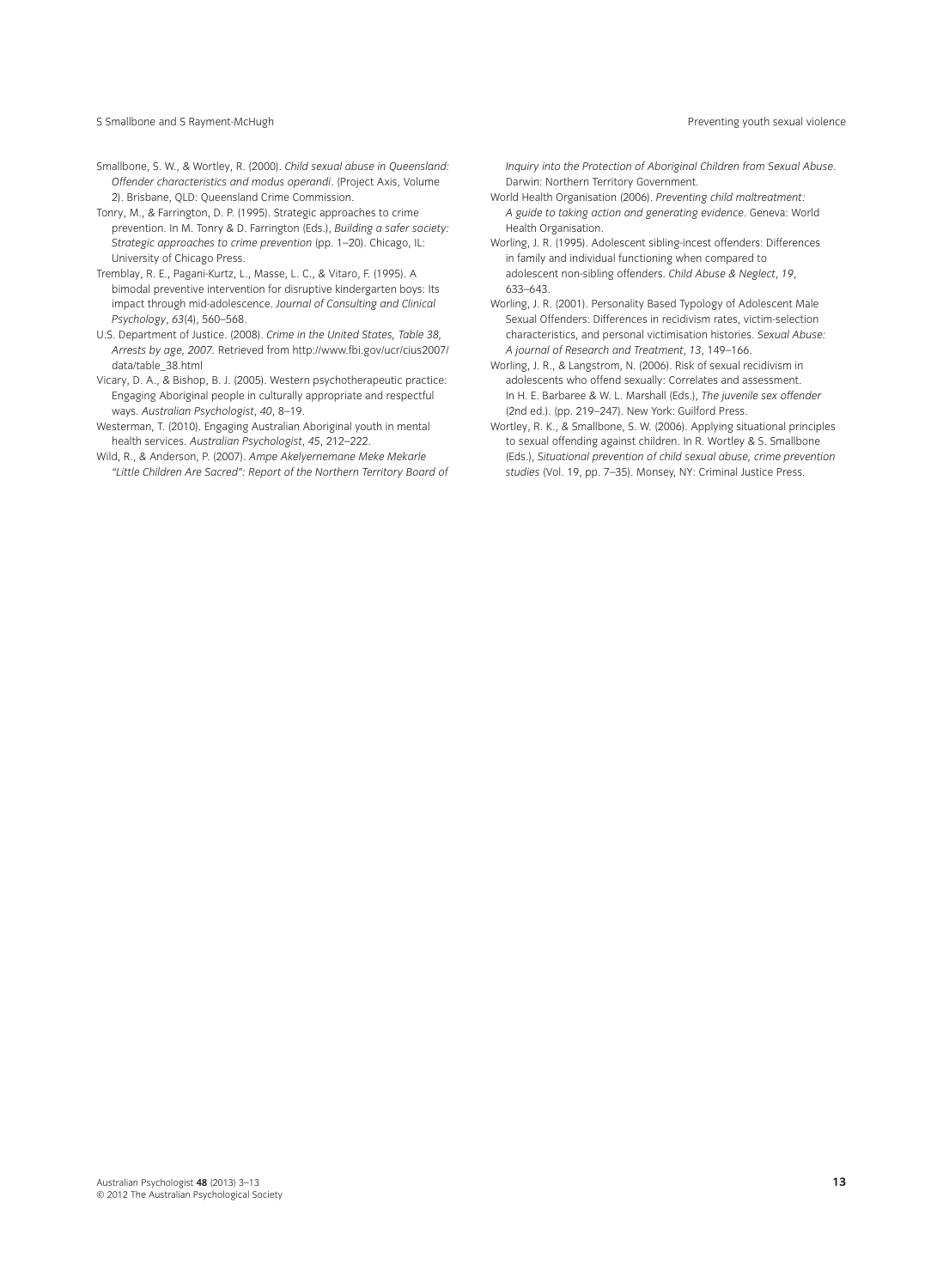Smallbone, S. W., & Wortley, R. (2000). *Child sexual abuse in Queensland: Offender characteristics and modus operandi*. (Project Axis, Volume 2). Brisbane, QLD: Queensland Crime Commission.

Tonry, M., & Farrington, D. P. (1995). Strategic approaches to crime prevention. In M. Tonry & D. Farrington (Eds.), *Building a safer society: Strategic approaches to crime prevention* (pp. 1–20). Chicago, IL: University of Chicago Press.

Tremblay, R. E., Pagani-Kurtz, L., Masse, L. C., & Vitaro, F. (1995). A bimodal preventive intervention for disruptive kindergarten boys: Its impact through mid-adolescence. *Journal of Consulting and Clinical Psychology*, *63*(4), 560–568.

U.S. Department of Justice. (2008). *Crime in the United States, Table 38, Arrests by age, 2007*. Retrieved from http://www.fbi.gov/ucr/cius2007/data/table_38.html

Vicary, D. A., & Bishop, B. J. (2005). Western psychotherapeutic practice: Engaging Aboriginal people in culturally appropriate and respectful ways. *Australian Psychologist*, *40*, 8–19.

Westerman, T. (2010). Engaging Australian Aboriginal youth in mental health services. *Australian Psychologist*, *45*, 212–222.

Wild, R., & Anderson, P. (2007). *Ampe Akelyernemane Meke Mekarle "Little Children Are Sacred": Report of the Northern Territory Board of Inquiry into the Protection of Aboriginal Children from Sexual Abuse*. Darwin: Northern Territory Government.

World Health Organisation (2006). *Preventing child maltreatment: A guide to taking action and generating evidence*. Geneva: World Health Organisation.

Worling, J. R. (1995). Adolescent sibling-incest offenders: Differences in family and individual functioning when compared to adolescent non-sibling offenders. *Child Abuse & Neglect*, *19*, 633–643.

Worling, J. R. (2001). Personality Based Typology of Adolescent Male Sexual Offenders: Differences in recidivism rates, victim-selection characteristics, and personal victimisation histories. *Sexual Abuse: A journal of Research and Treatment*, *13*, 149–166.

Worling, J. R., & Langstrom, N. (2006). Risk of sexual recidivism in adolescents who offend sexually: Correlates and assessment. In H. E. Barbaree & W. L. Marshall (Eds.), *The juvenile sex offender* (2nd ed.). (pp. 219–247). New York: Guilford Press.

Wortley, R. K., & Smallbone, S. W. (2006). Applying situational principles to sexual offending against children. In R. Wortley & S. Smallbone (Eds.), *Situational prevention of child sexual abuse, crime prevention studies* (Vol. 19, pp. 7–35). Monsey, NY: Criminal Justice Press.